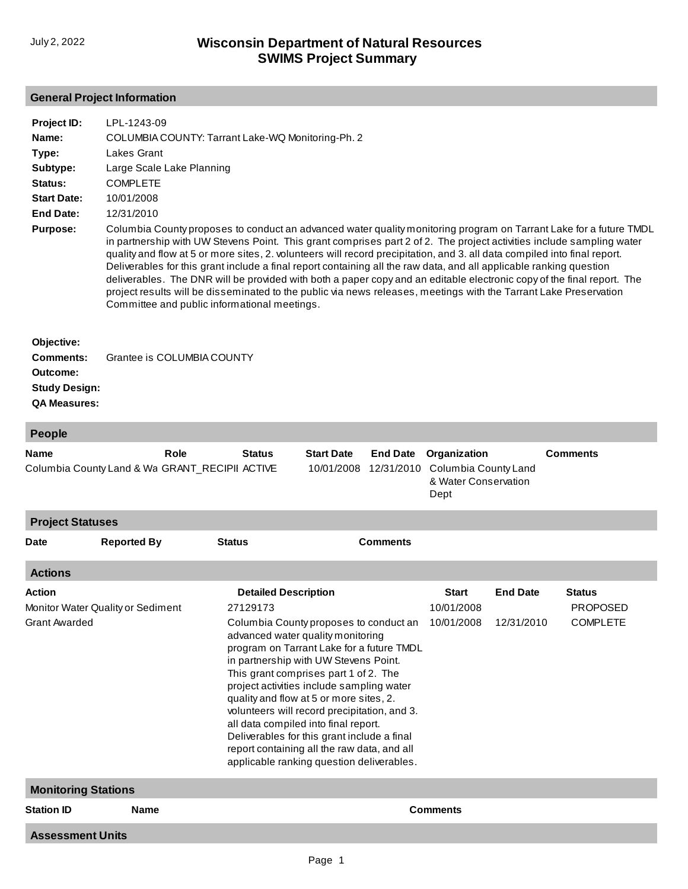July 2, 2022

# Wisconsin Department of Natural Resources
# SWIMS Project Summary

## General Project Information

**Project ID:** LPL-1243-09

**Name:** COLUMBIA COUNTY: Tarrant Lake-WQ Monitoring-Ph. 2

**Type:** Lakes Grant

**Subtype:** Large Scale Lake Planning

**Status:** COMPLETE

**Start Date:** 10/01/2008

**End Date:** 12/31/2010

**Purpose:** Columbia County proposes to conduct an advanced water quality monitoring program on Tarrant Lake for a future TMDL in partnership with UW Stevens Point. This grant comprises part 2 of 2. The project activities include sampling water quality and flow at 5 or more sites, 2. volunteers will record precipitation, and 3. all data compiled into final report. Deliverables for this grant include a final report containing all the raw data, and all applicable ranking question deliverables. The DNR will be provided with both a paper copy and an editable electronic copy of the final report. The project results will be disseminated to the public via news releases, meetings with the Tarrant Lake Preservation Committee and public informational meetings.

**Objective:**

**Comments:** Grantee is COLUMBIA COUNTY

**Outcome:**

**Study Design:**

**QA Measures:**

## People

| Name | Role | Status | Start Date | End Date | Organization | Comments |
|---|---|---|---|---|---|---|
| Columbia County Land & Wa | GRANT_RECIPII | ACTIVE | 10/01/2008 | 12/31/2010 | Columbia County Land & Water Conservation Dept | |

## Project Statuses

| Date | Reported By | Status | Comments |
|---|---|---|---|

## Actions

| Action | Detailed Description | Start | End Date | Status |
|---|---|---|---|---|
| Monitor Water Quality or Sediment | 27129173 | 10/01/2008 | | PROPOSED |
| Grant Awarded | Columbia County proposes to conduct an advanced water quality monitoring program on Tarrant Lake for a future TMDL in partnership with UW Stevens Point. This grant comprises part 1 of 2. The project activities include sampling water quality and flow at 5 or more sites, 2. volunteers will record precipitation, and 3. all data compiled into final report. Deliverables for this grant include a final report containing all the raw data, and all applicable ranking question deliverables. | 10/01/2008 | 12/31/2010 | COMPLETE |

## Monitoring Stations

| Station ID | Name | Comments |
|---|---|---|

## Assessment Units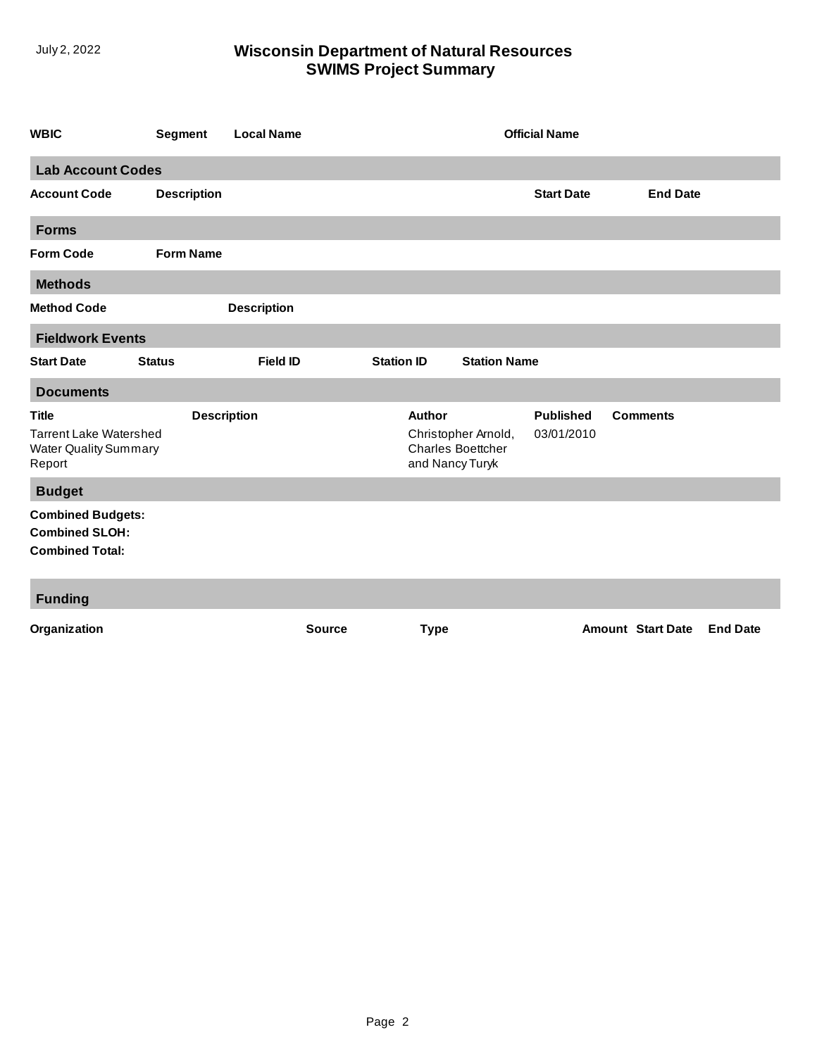| WBIC | Segment | Local Name | Official Name |
|---|---|---|---|

## Lab Account Codes

| Account Code | Description | Start Date | End Date |
|---|---|---|---|

## Forms

| Form Code | Form Name |
|---|---|

## Methods

| Method Code | Description |
|---|---|

## Fieldwork Events

| Start Date | Status | Field ID | Station ID | Station Name |
|---|---|---|---|---|

## Documents

| Title | Description | Author | Published | Comments |
|---|---|---|---|---|
| Tarrent Lake Watershed Water Quality Summary Report | | Christopher Arnold, Charles Boettcher and Nancy Turyk | 03/01/2010 | |

## Budget

**Combined Budgets:**

**Combined SLOH:**

**Combined Total:**

## Funding

| Organization | Source | Type | Amount | Start Date | End Date |
|---|---|---|---|---|---|